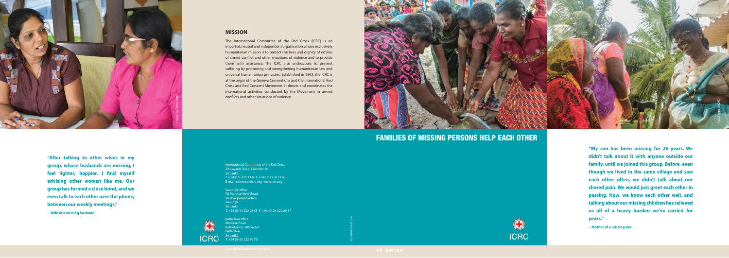"After talking to other wives in my group, whose husbands are missing, I feel lighter, happier. I find myself advising other women like me. Our group has formed a close bond, and we even talk to each other over the phone, between our weekly meetings."

- Wife of a missing husband

## MISSION

The International Committee of the Red Cross (ICRC) is an impartial, neutral and independent organisation whose exclusively humanitarian mission is to protect the lives and dignity of victims of armed conflict and other situations of violence and to provide them with assistance. The ICRC also endeavours to prevent suffering by promoting and strengthening humanitarian law and universal humanitarian principles. Established in 1863, the ICRC is at the origin of the Geneva Conventions and the International Red Cross and Red Crescent Movement. It directs and coordinates the international activities conducted by the Movement in armed conflicts and other situations of violence.

International Committee of the Red Cross
29, Layards Road, Colombo 05
Sri Lanka
T + 94 (11) 250 33 46 F + 94 (11) 250 33 48
E-mail: colombo@icrc.org www.icrc.org

Vavuniya office
70, Vairavar Kovil Road
Vairavarpuliyankulam
Vavuniya
Sri Lanka
T: +94 (0) 24 222 28 55 F: +94 (0) 24 222 25 37

Batticaloa office
Manresa Road
Kothukulam, Pillayaradi
Batticaloa
Sri Lanka
T: +94 (0) 65 222 70 70

ICRC

# FAMILIES OF MISSING PERSONS HELP EACH OTHER

IN BRIEF

"My son has been missing for 26 years. We didn't talk about it with anyone outside our family, until we joined this group. Before, even though we lived in the same village and saw each other often, we didn't talk about our shared pain. We would just greet each other in passing. Now, we know each other well, and talking about our missing children has relieved us all of a heavy burden we've carried for years."

- Mother of a missing son

ICRC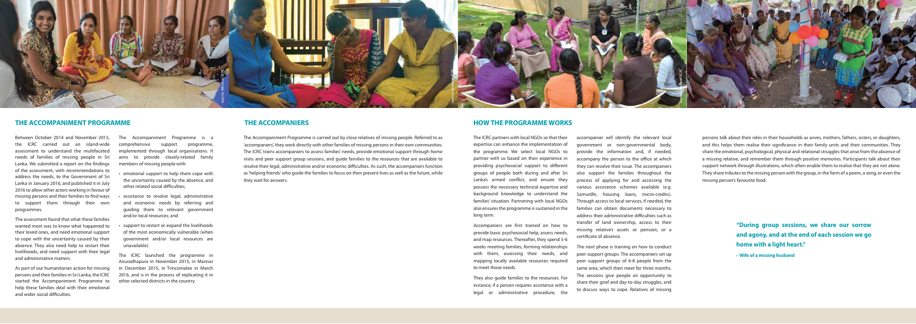## THE ACCOMPANIMENT PROGRAMME

Between October 2014 and November 2015, the ICRC carried out an island-wide assessment to understand the multifaceted needs of families of missing people in Sri Lanka. We submitted a report on the findings of the assessment, with recommendations to address the needs, to the Government of Sri Lanka in January 2016, and published it in July 2016 to allow other actors working in favour of missing persons and their families to find ways to support them through their own programmes.

The assessment found that what these families wanted most was to know what happened to their loved ones, and need emotional support to cope with the uncertainty caused by their absence. They also need help to restart their livelihoods, and need support with their legal and administrative matters.

As part of our humanitarian action for missing persons and their families in Sri Lanka, the ICRC started the Accompaniment Programme to help these families deal with their emotional and wider social difficulties.

The Accompaniment Programme is a comprehensive support programme, implemented through local organisations. It aims to provide closely-related family members of missing people with:

- emotional support to help them cope with the uncertainty caused by the absence, and other related social difficulties;
- assistance to resolve legal, administrative and economic needs by referring and guiding them to relevant government and/or local resources; and
- support to restart or expand the livelihoods of the most economically vulnerable (when government and/or local resources are unavailable).

The ICRC launched the programme in Anuradhapura in November 2015, in Mannar in December 2015, in Trincomalee in March 2016, and is in the process of replicating it in other selected districts in the country.

## THE ACCOMPANIERS

The Accompaniment Programme is carried out by close relatives of missing people. Referred to as 'accompaniers', they work directly with other families of missing persons in their own communities. The ICRC trains accompaniers to assess families' needs, provide emotional support through home visits and peer support group sessions, and guide families to the resources that are available to resolve their legal, administrative and/or economic difficulties. As such, the accompaniers function as 'helping friends' who guide the families to focus on their present lives as well as the future, while they wait for answers.

## HOW THE PROGRAMME WORKS

The ICRC partners with local NGOs so that their expertise can enhance the implementation of the programme. We select local NGOs to partner with us based on their experience in providing psychosocial support to different groups of people both during and after Sri Lanka's armed conflict, and ensure they possess the necessary technical expertise and background knowledge to understand the families' situation. Partnering with local NGOs also ensures the programme is sustained in the long term.

Accompaniers are first trained on how to provide basic psychosocial help, assess needs, and map resources. Thereafter, they spend 5-6 weeks meeting families, forming relationships with them, assessing their needs, and mapping locally available resources required to meet those needs.

They also guide families to the resources. For instance, if a person requires assistance with a legal or administrative procedure, the accompanier will identify the relevant local government or non-governmental body, provide the information and, if needed, accompany the person to the office at which they can resolve their issue. The accompaniers also support the families throughout the process of applying for and accessing the various assistance schemes available (e.g. Samurdhi, housing loans, micro-credits). Through access to local services, if needed, the families can obtain documents necessary to address their administrative difficulties such as transfer of land ownership, access to their missing relative's assets or pension, or a certificate of absence.

The next phase is training on how to conduct peer support groups. The accompaniers set up peer support groups of 6-8 people from the same area, which then meet for three months. The sessions give people an opportunity to share their grief and day-to-day struggles, and to discuss ways to cope. Relatives of missing persons talk about their roles in their households as wives, mothers, fathers, sisters, or daughters, and this helps them realise their significance in their family units and their communities. They share the emotional, psychological, physical and relational struggles that arise from the absence of a missing relative, and remember them through positive memories. Participants talk about their support network through illustrations, which often enable them to realise that they are not alone. They share tributes to the missing person with the group, in the form of a poem, a song, or even the missing person's favourite food.

**"During group sessions, we share our sorrow and agony, and at the end of each session we go home with a light heart."**

**– Wife of a missing husband**